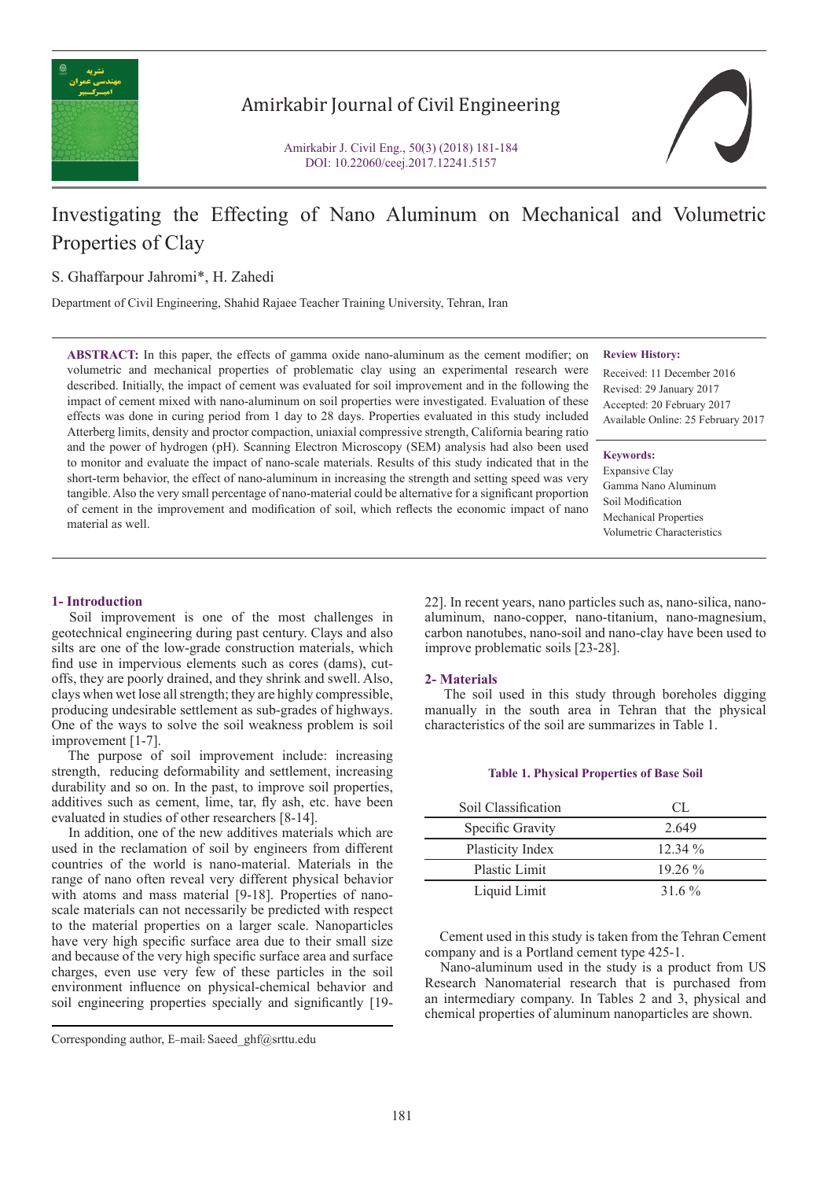# Investigating the Effecting of Nano Aluminum on Mechanical and Volumetric Properties of Clay

S. Ghaffarpour Jahromi*, H. Zahedi

Department of Civil Engineering, Shahid Rajaee Teacher Training University, Tehran, Iran

**ABSTRACT:** In this paper, the effects of gamma oxide nano-aluminum as the cement modifier; on volumetric and mechanical properties of problematic clay using an experimental research were described. Initially, the impact of cement was evaluated for soil improvement and in the following the impact of cement mixed with nano-aluminum on soil properties were investigated. Evaluation of these effects was done in curing period from 1 day to 28 days. Properties evaluated in this study included Atterberg limits, density and proctor compaction, uniaxial compressive strength, California bearing ratio and the power of hydrogen (pH). Scanning Electron Microscopy (SEM) analysis had also been used to monitor and evaluate the impact of nano-scale materials. Results of this study indicated that in the short-term behavior, the effect of nano-aluminum in increasing the strength and setting speed was very tangible. Also the very small percentage of nano-material could be alternative for a significant proportion of cement in the improvement and modification of soil, which reflects the economic impact of nano material as well.

**Review History:**

Received: 11 December 2016
Revised: 29 January 2017
Accepted: 20 February 2017
Available Online: 25 February 2017

**Keywords:**

Expansive Clay
Gamma Nano Aluminum
Soil Modification
Mechanical Properties
Volumetric Characteristics

## 1- Introduction

Soil improvement is one of the most challenges in geotechnical engineering during past century. Clays and also silts are one of the low-grade construction materials, which find use in impervious elements such as cores (dams), cut-offs, they are poorly drained, and they shrink and swell. Also, clays when wet lose all strength; they are highly compressible, producing undesirable settlement as sub-grades of highways. One of the ways to solve the soil weakness problem is soil improvement [1-7].

The purpose of soil improvement include: increasing strength, reducing deformability and settlement, increasing durability and so on. In the past, to improve soil properties, additives such as cement, lime, tar, fly ash, etc. have been evaluated in studies of other researchers [8-14].

In addition, one of the new additives materials which are used in the reclamation of soil by engineers from different countries of the world is nano-material. Materials in the range of nano often reveal very different physical behavior with atoms and mass material [9-18]. Properties of nano-scale materials can not necessarily be predicted with respect to the material properties on a larger scale. Nanoparticles have very high specific surface area due to their small size and because of the very high specific surface area and surface charges, even use very few of these particles in the soil environment influence on physical-chemical behavior and soil engineering properties specially and significantly [19-22]. In recent years, nano particles such as, nano-silica, nano-aluminum, nano-copper, nano-titanium, nano-magnesium, carbon nanotubes, nano-soil and nano-clay have been used to improve problematic soils [23-28].

## 2- Materials

The soil used in this study through boreholes digging manually in the south area in Tehran that the physical characteristics of the soil are summarizes in Table 1.

**Table 1. Physical Properties of Base Soil**

| Soil Classification | CL |
|---|---|
| Specific Gravity | 2.649 |
| Plasticity Index | 12.34 % |
| Plastic Limit | 19.26 % |
| Liquid Limit | 31.6 % |

Cement used in this study is taken from the Tehran Cement company and is a Portland cement type 425-1.

Nano-aluminum used in the study is a product from US Research Nanomaterial research that is purchased from an intermediary company. In Tables 2 and 3, physical and chemical properties of aluminum nanoparticles are shown.

Corresponding author, E-mail: Saeed_ghf@srttu.edu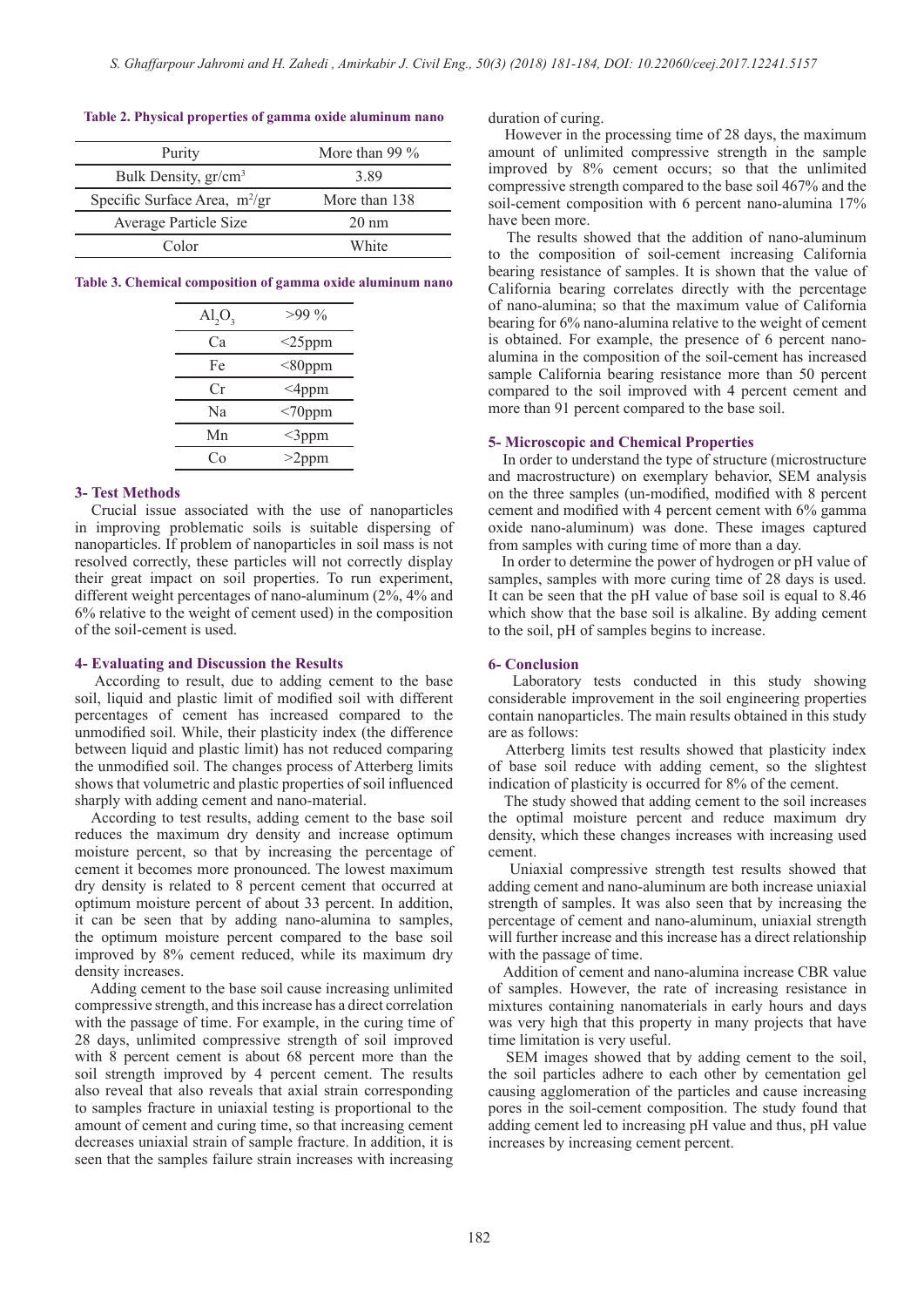**Table 2. Physical properties of gamma oxide aluminum nano**

| Purity | More than 99 % |
|---|---|
| Bulk Density, gr/cm$^3$ | 3.89 |
| Specific Surface Area, m$^2$/gr | More than 138 |
| Average Particle Size | 20 nm |
| Color | White |

**Table 3. Chemical composition of gamma oxide aluminum nano**

| $Al_2O_3$ | >99 % |
|---|---|
| Ca | <25ppm |
| Fe | <80ppm |
| Cr | <4ppm |
| Na | <70ppm |
| Mn | <3ppm |
| Co | >2ppm |

## 3- Test Methods

Crucial issue associated with the use of nanoparticles in improving problematic soils is suitable dispersing of nanoparticles. If problem of nanoparticles in soil mass is not resolved correctly, these particles will not correctly display their great impact on soil properties. To run experiment, different weight percentages of nano-aluminum (2%, 4% and 6% relative to the weight of cement used) in the composition of the soil-cement is used.

## 4- Evaluating and Discussion the Results

According to result, due to adding cement to the base soil, liquid and plastic limit of modified soil with different percentages of cement has increased compared to the unmodified soil. While, their plasticity index (the difference between liquid and plastic limit) has not reduced comparing the unmodified soil. The changes process of Atterberg limits shows that volumetric and plastic properties of soil influenced sharply with adding cement and nano-material.

According to test results, adding cement to the base soil reduces the maximum dry density and increase optimum moisture percent, so that by increasing the percentage of cement it becomes more pronounced. The lowest maximum dry density is related to 8 percent cement that occurred at optimum moisture percent of about 33 percent. In addition, it can be seen that by adding nano-alumina to samples, the optimum moisture percent compared to the base soil improved by 8% cement reduced, while its maximum dry density increases.

Adding cement to the base soil cause increasing unlimited compressive strength, and this increase has a direct correlation with the passage of time. For example, in the curing time of 28 days, unlimited compressive strength of soil improved with 8 percent cement is about 68 percent more than the soil strength improved by 4 percent cement. The results also reveal that also reveals that axial strain corresponding to samples fracture in uniaxial testing is proportional to the amount of cement and curing time, so that increasing cement decreases uniaxial strain of sample fracture. In addition, it is seen that the samples failure strain increases with increasing duration of curing.

However in the processing time of 28 days, the maximum amount of unlimited compressive strength in the sample improved by 8% cement occurs; so that the unlimited compressive strength compared to the base soil 467% and the soil-cement composition with 6 percent nano-alumina 17% have been more.

The results showed that the addition of nano-aluminum to the composition of soil-cement increasing California bearing resistance of samples. It is shown that the value of California bearing correlates directly with the percentage of nano-alumina; so that the maximum value of California bearing for 6% nano-alumina relative to the weight of cement is obtained. For example, the presence of 6 percent nano-alumina in the composition of the soil-cement has increased sample California bearing resistance more than 50 percent compared to the soil improved with 4 percent cement and more than 91 percent compared to the base soil.

## 5- Microscopic and Chemical Properties

In order to understand the type of structure (microstructure and macrostructure) on exemplary behavior, SEM analysis on the three samples (un-modified, modified with 8 percent cement and modified with 4 percent cement with 6% gamma oxide nano-aluminum) was done. These images captured from samples with curing time of more than a day.

In order to determine the power of hydrogen or pH value of samples, samples with more curing time of 28 days is used. It can be seen that the pH value of base soil is equal to 8.46 which show that the base soil is alkaline. By adding cement to the soil, pH of samples begins to increase.

## 6- Conclusion

Laboratory tests conducted in this study showing considerable improvement in the soil engineering properties contain nanoparticles. The main results obtained in this study are as follows:

Atterberg limits test results showed that plasticity index of base soil reduce with adding cement, so the slightest indication of plasticity is occurred for 8% of the cement.

The study showed that adding cement to the soil increases the optimal moisture percent and reduce maximum dry density, which these changes increases with increasing used cement.

Uniaxial compressive strength test results showed that adding cement and nano-aluminum are both increase uniaxial strength of samples. It was also seen that by increasing the percentage of cement and nano-aluminum, uniaxial strength will further increase and this increase has a direct relationship with the passage of time.

Addition of cement and nano-alumina increase CBR value of samples. However, the rate of increasing resistance in mixtures containing nanomaterials in early hours and days was very high that this property in many projects that have time limitation is very useful.

SEM images showed that by adding cement to the soil, the soil particles adhere to each other by cementation gel causing agglomeration of the particles and cause increasing pores in the soil-cement composition. The study found that adding cement led to increasing pH value and thus, pH value increases by increasing cement percent.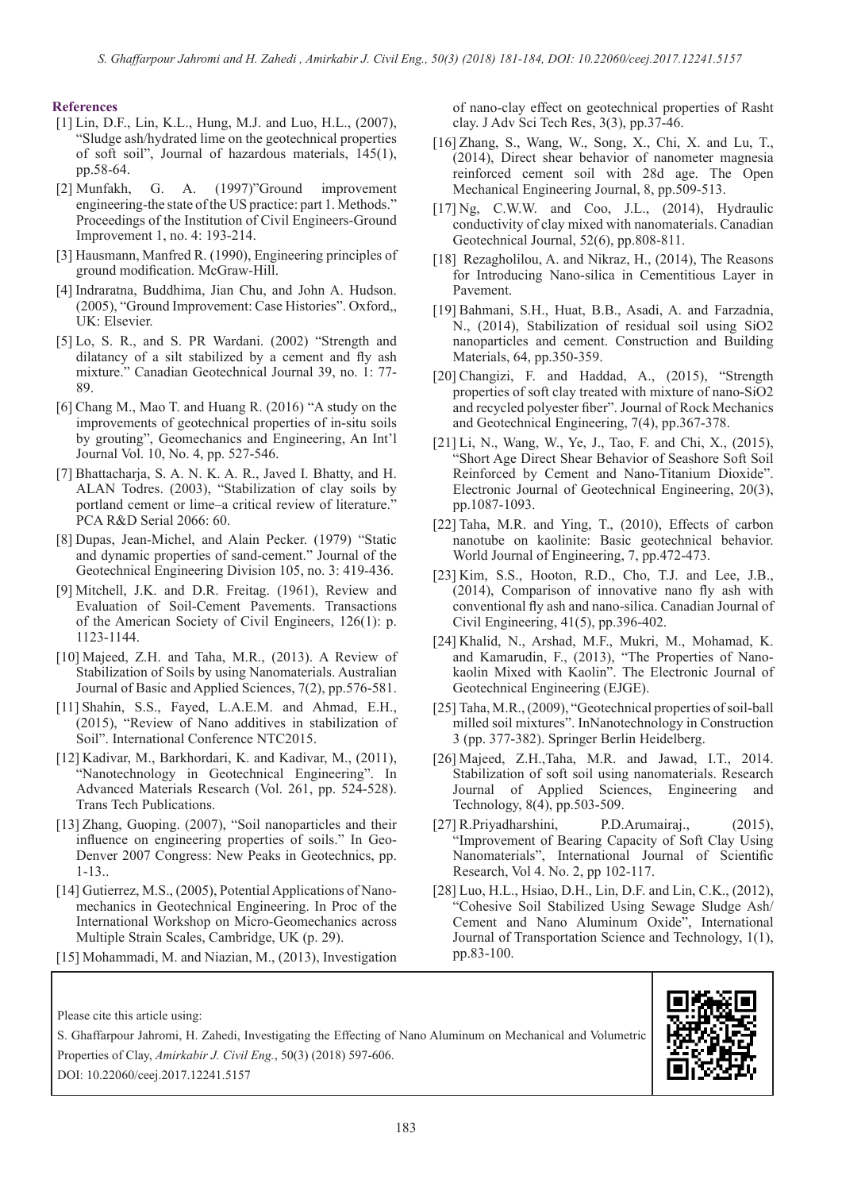### References

[1] Lin, D.F., Lin, K.L., Hung, M.J. and Luo, H.L., (2007), "Sludge ash/hydrated lime on the geotechnical properties of soft soil", Journal of hazardous materials, 145(1), pp.58-64.

[2] Munfakh, G. A. (1997)"Ground improvement engineering-the state of the US practice: part 1. Methods." Proceedings of the Institution of Civil Engineers-Ground Improvement 1, no. 4: 193-214.

[3] Hausmann, Manfred R. (1990), Engineering principles of ground modification. McGraw-Hill.

[4] Indraratna, Buddhima, Jian Chu, and John A. Hudson. (2005), "Ground Improvement: Case Histories". Oxford,, UK: Elsevier.

[5] Lo, S. R., and S. PR Wardani. (2002) "Strength and dilatancy of a silt stabilized by a cement and fly ash mixture." Canadian Geotechnical Journal 39, no. 1: 77-89.

[6] Chang M., Mao T. and Huang R. (2016) "A study on the improvements of geotechnical properties of in-situ soils by grouting", Geomechanics and Engineering, An Int'l Journal Vol. 10, No. 4, pp. 527-546.

[7] Bhattacharja, S. A. N. K. A. R., Javed I. Bhatty, and H. ALAN Todres. (2003), "Stabilization of clay soils by portland cement or lime–a critical review of literature." PCA R&D Serial 2066: 60.

[8] Dupas, Jean-Michel, and Alain Pecker. (1979) "Static and dynamic properties of sand-cement." Journal of the Geotechnical Engineering Division 105, no. 3: 419-436.

[9] Mitchell, J.K. and D.R. Freitag. (1961), Review and Evaluation of Soil-Cement Pavements. Transactions of the American Society of Civil Engineers, 126(1): p. 1123-1144.

[10] Majeed, Z.H. and Taha, M.R., (2013). A Review of Stabilization of Soils by using Nanomaterials. Australian Journal of Basic and Applied Sciences, 7(2), pp.576-581.

[11] Shahin, S.S., Fayed, L.A.E.M. and Ahmad, E.H., (2015), "Review of Nano additives in stabilization of Soil". International Conference NTC2015.

[12] Kadivar, M., Barkhordari, K. and Kadivar, M., (2011), "Nanotechnology in Geotechnical Engineering". In Advanced Materials Research (Vol. 261, pp. 524-528). Trans Tech Publications.

[13] Zhang, Guoping. (2007), "Soil nanoparticles and their influence on engineering properties of soils." In Geo-Denver 2007 Congress: New Peaks in Geotechnics, pp. 1-13..

[14] Gutierrez, M.S., (2005), Potential Applications of Nano-mechanics in Geotechnical Engineering. In Proc of the International Workshop on Micro-Geomechanics across Multiple Strain Scales, Cambridge, UK (p. 29).

[15] Mohammadi, M. and Niazian, M., (2013), Investigation of nano-clay effect on geotechnical properties of Rasht clay. J Adv Sci Tech Res, 3(3), pp.37-46.

[16] Zhang, S., Wang, W., Song, X., Chi, X. and Lu, T., (2014), Direct shear behavior of nanometer magnesia reinforced cement soil with 28d age. The Open Mechanical Engineering Journal, 8, pp.509-513.

[17] Ng, C.W.W. and Coo, J.L., (2014), Hydraulic conductivity of clay mixed with nanomaterials. Canadian Geotechnical Journal, 52(6), pp.808-811.

[18] Rezagholilou, A. and Nikraz, H., (2014), The Reasons for Introducing Nano-silica in Cementitious Layer in Pavement.

[19] Bahmani, S.H., Huat, B.B., Asadi, A. and Farzadnia, N., (2014), Stabilization of residual soil using SiO2 nanoparticles and cement. Construction and Building Materials, 64, pp.350-359.

[20] Changizi, F. and Haddad, A., (2015), "Strength properties of soft clay treated with mixture of nano-SiO2 and recycled polyester fiber". Journal of Rock Mechanics and Geotechnical Engineering, 7(4), pp.367-378.

[21] Li, N., Wang, W., Ye, J., Tao, F. and Chi, X., (2015), "Short Age Direct Shear Behavior of Seashore Soft Soil Reinforced by Cement and Nano-Titanium Dioxide". Electronic Journal of Geotechnical Engineering, 20(3), pp.1087-1093.

[22] Taha, M.R. and Ying, T., (2010), Effects of carbon nanotube on kaolinite: Basic geotechnical behavior. World Journal of Engineering, 7, pp.472-473.

[23] Kim, S.S., Hooton, R.D., Cho, T.J. and Lee, J.B., (2014), Comparison of innovative nano fly ash with conventional fly ash and nano-silica. Canadian Journal of Civil Engineering, 41(5), pp.396-402.

[24] Khalid, N., Arshad, M.F., Mukri, M., Mohamad, K. and Kamarudin, F., (2013), "The Properties of Nano-kaolin Mixed with Kaolin". The Electronic Journal of Geotechnical Engineering (EJGE).

[25] Taha, M.R., (2009), "Geotechnical properties of soil-ball milled soil mixtures". InNanotechnology in Construction 3 (pp. 377-382). Springer Berlin Heidelberg.

[26] Majeed, Z.H.,Taha, M.R. and Jawad, I.T., 2014. Stabilization of soft soil using nanomaterials. Research Journal of Applied Sciences, Engineering and Technology, 8(4), pp.503-509.

[27] R.Priyadharshini, P.D.Arumairaj., (2015), "Improvement of Bearing Capacity of Soft Clay Using Nanomaterials", International Journal of Scientific Research, Vol 4. No. 2, pp 102-117.

[28] Luo, H.L., Hsiao, D.H., Lin, D.F. and Lin, C.K., (2012), "Cohesive Soil Stabilized Using Sewage Sludge Ash/ Cement and Nano Aluminum Oxide", International Journal of Transportation Science and Technology, 1(1), pp.83-100.

Please cite this article using:

S. Ghaffarpour Jahromi, H. Zahedi, Investigating the Effecting of Nano Aluminum on Mechanical and Volumetric Properties of Clay, *Amirkabir J. Civil Eng.*, 50(3) (2018) 597-606.

DOI: 10.22060/ceej.2017.12241.5157